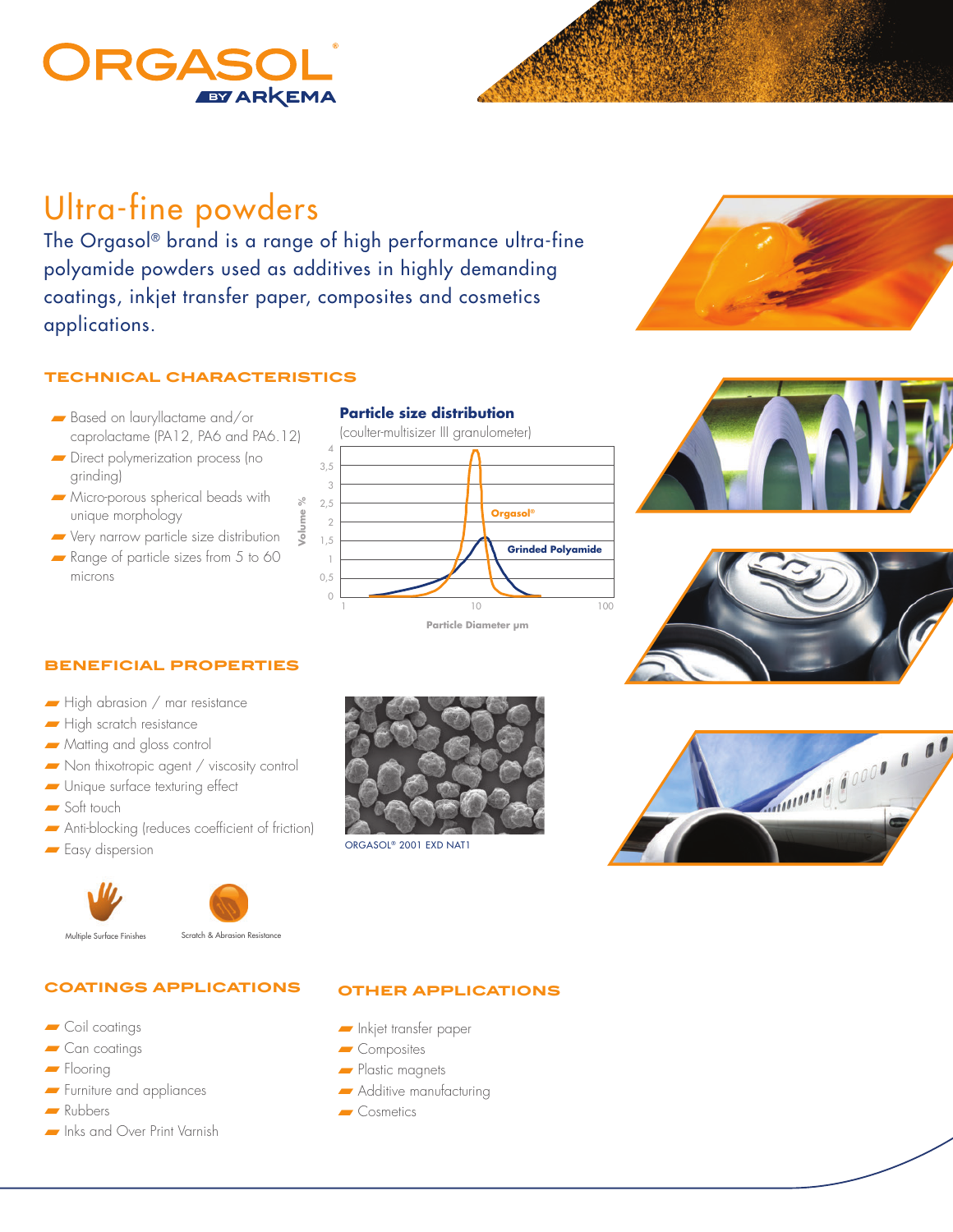# ORGASOL® BY ARKEMA

# Ultra-fine powders

The Orgasol® brand is a range of high performance ultra-fine polyamide powders used as additives in highly demanding coatings, inkjet transfer paper, composites and cosmetics applications.

## TECHNICAL CHARACTERISTICS

- Based on lauryllactame and/or caprolactame (PA12, PA6 and PA6.12)
- Direct polymerization process (no grinding)
- Micro-porous spherical beads with unique morphology
- Very narrow particle size distribution
- Range of particle sizes from 5 to 60 microns

**Particle size distribution**
(coulter-multisizer III granulometer)

Volume % (0 – 4) vs. Particle Diameter µm (1 – 100); curves: Orgasol®, Grinded Polyamide

## BENEFICIAL PROPERTIES

- High abrasion / mar resistance
- High scratch resistance
- Matting and gloss control
- Non thixotropic agent / viscosity control
- Unique surface texturing effect
- Soft touch
- Anti-blocking (reduces coefficient of friction)
- Easy dispersion

ORGASOL® 2001 EXD NAT1

Multiple Surface Finishes

Scratch & Abrasion Resistance

## COATINGS APPLICATIONS

- Coil coatings
- Can coatings
- Flooring
- Furniture and appliances
- Rubbers
- Inks and Over Print Varnish

## OTHER APPLICATIONS

- Inkjet transfer paper
- Composites
- Plastic magnets
- Additive manufacturing
- Cosmetics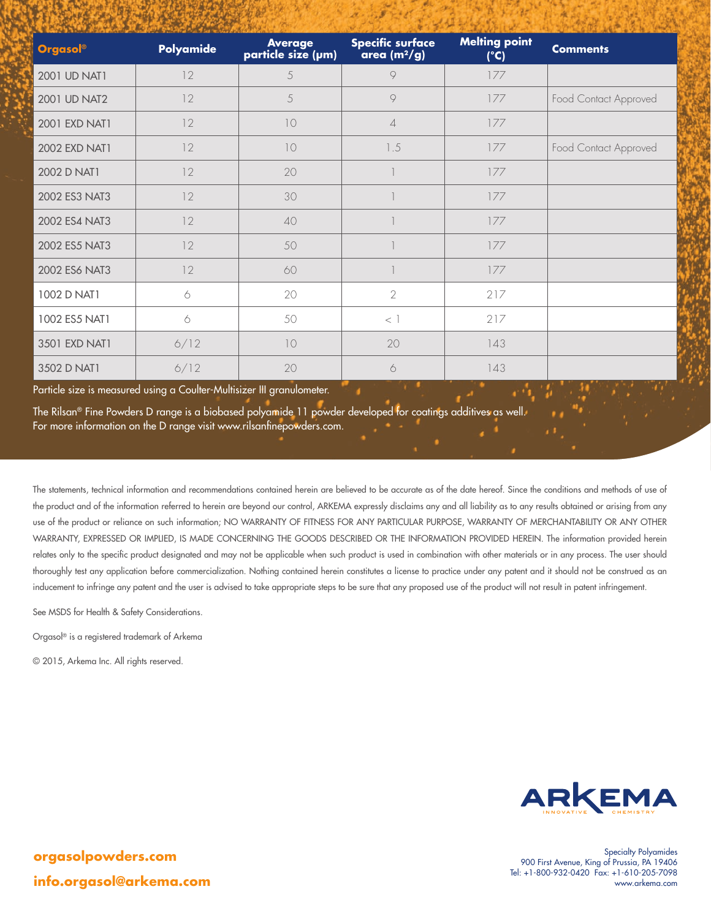| Orgasol® | Polyamide | Average particle size (µm) | Specific surface area (m²/g) | Melting point (°C) | Comments |
|---|---|---|---|---|---|
| 2001 UD NAT1 | 12 | 5 | 9 | 177 | |
| 2001 UD NAT2 | 12 | 5 | 9 | 177 | Food Contact Approved |
| 2001 EXD NAT1 | 12 | 10 | 4 | 177 | |
| 2002 EXD NAT1 | 12 | 10 | 1.5 | 177 | Food Contact Approved |
| 2002 D NAT1 | 12 | 20 | 1 | 177 | |
| 2002 ES3 NAT3 | 12 | 30 | 1 | 177 | |
| 2002 ES4 NAT3 | 12 | 40 | 1 | 177 | |
| 2002 ES5 NAT3 | 12 | 50 | 1 | 177 | |
| 2002 ES6 NAT3 | 12 | 60 | 1 | 177 | |
| 1002 D NAT1 | 6 | 20 | 2 | 217 | |
| 1002 ES5 NAT1 | 6 | 50 | < 1 | 217 | |
| 3501 EXD NAT1 | 6/12 | 10 | 20 | 143 | |
| 3502 D NAT1 | 6/12 | 20 | 6 | 143 | |

Particle size is measured using a Coulter-Multisizer III granulometer.

The Rilsan® Fine Powders D range is a biobased polyamide 11 powder developed for coatings additives as well. For more information on the D range visit www.rilsanfinepowders.com.

The statements, technical information and recommendations contained herein are believed to be accurate as of the date hereof. Since the conditions and methods of use of the product and of the information referred to herein are beyond our control, ARKEMA expressly disclaims any and all liability as to any results obtained or arising from any use of the product or reliance on such information; NO WARRANTY OF FITNESS FOR ANY PARTICULAR PURPOSE, WARRANTY OF MERCHANTABILITY OR ANY OTHER WARRANTY, EXPRESSED OR IMPLIED, IS MADE CONCERNING THE GOODS DESCRIBED OR THE INFORMATION PROVIDED HEREIN. The information provided herein relates only to the specific product designated and may not be applicable when such product is used in combination with other materials or in any process. The user should thoroughly test any application before commercialization. Nothing contained herein constitutes a license to practice under any patent and it should not be construed as an inducement to infringe any patent and the user is advised to take appropriate steps to be sure that any proposed use of the product will not result in patent infringement.

See MSDS for Health & Safety Considerations.

Orgasol® is a registered trademark of Arkema

© 2015, Arkema Inc. All rights reserved.

ARKEMA
INNOVATIVE CHEMISTRY

**orgasolpowders.com**

**info.orgasol@arkema.com**

Specialty Polyamides
900 First Avenue, King of Prussia, PA 19406
Tel: +1-800-932-0420 Fax: +1-610-205-7098
www.arkema.com